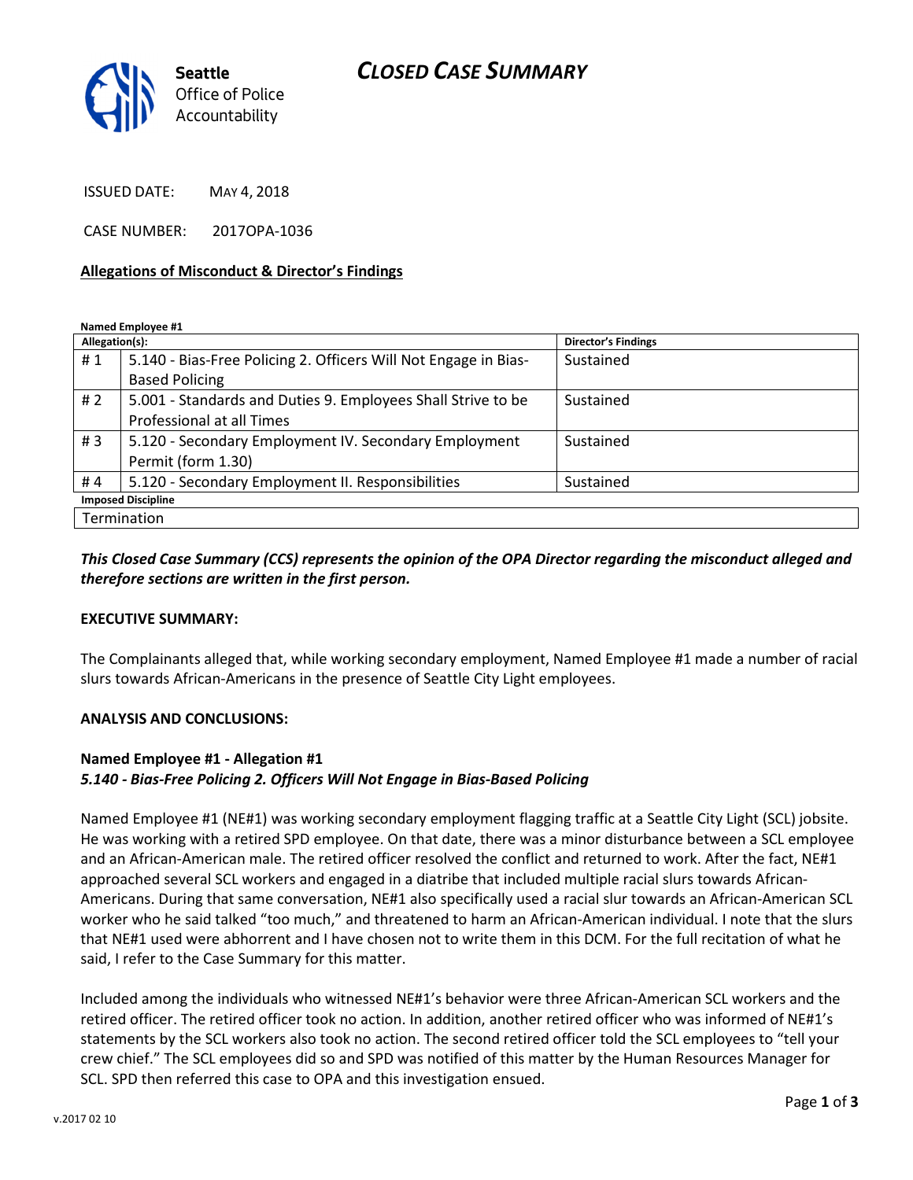Seattle Office of Police Accountability

# CLOSED CASE SUMMARY

ISSUED DATE: MAY 4, 2018

CASE NUMBER: 2017OPA-1036

**Allegations of Misconduct & Director's Findings**

**Named Employee #1**

| Allegation(s): | | Director's Findings |
|---|---|---|
| # 1 | 5.140 - Bias-Free Policing 2. Officers Will Not Engage in Bias-Based Policing | Sustained |
| # 2 | 5.001 - Standards and Duties 9. Employees Shall Strive to be Professional at all Times | Sustained |
| # 3 | 5.120 - Secondary Employment IV. Secondary Employment Permit (form 1.30) | Sustained |
| # 4 | 5.120 - Secondary Employment II. Responsibilities | Sustained |
| **Imposed Discipline** | | |
| Termination | | |

***This Closed Case Summary (CCS) represents the opinion of the OPA Director regarding the misconduct alleged and therefore sections are written in the first person.***

**EXECUTIVE SUMMARY:**

The Complainants alleged that, while working secondary employment, Named Employee #1 made a number of racial slurs towards African-Americans in the presence of Seattle City Light employees.

**ANALYSIS AND CONCLUSIONS:**

**Named Employee #1 - Allegation #1**
***5.140 - Bias-Free Policing 2. Officers Will Not Engage in Bias-Based Policing***

Named Employee #1 (NE#1) was working secondary employment flagging traffic at a Seattle City Light (SCL) jobsite. He was working with a retired SPD employee. On that date, there was a minor disturbance between a SCL employee and an African-American male. The retired officer resolved the conflict and returned to work. After the fact, NE#1 approached several SCL workers and engaged in a diatribe that included multiple racial slurs towards African-Americans. During that same conversation, NE#1 also specifically used a racial slur towards an African-American SCL worker who he said talked "too much," and threatened to harm an African-American individual. I note that the slurs that NE#1 used were abhorrent and I have chosen not to write them in this DCM. For the full recitation of what he said, I refer to the Case Summary for this matter.

Included among the individuals who witnessed NE#1's behavior were three African-American SCL workers and the retired officer. The retired officer took no action. In addition, another retired officer who was informed of NE#1's statements by the SCL workers also took no action. The second retired officer told the SCL employees to "tell your crew chief." The SCL employees did so and SPD was notified of this matter by the Human Resources Manager for SCL. SPD then referred this case to OPA and this investigation ensued.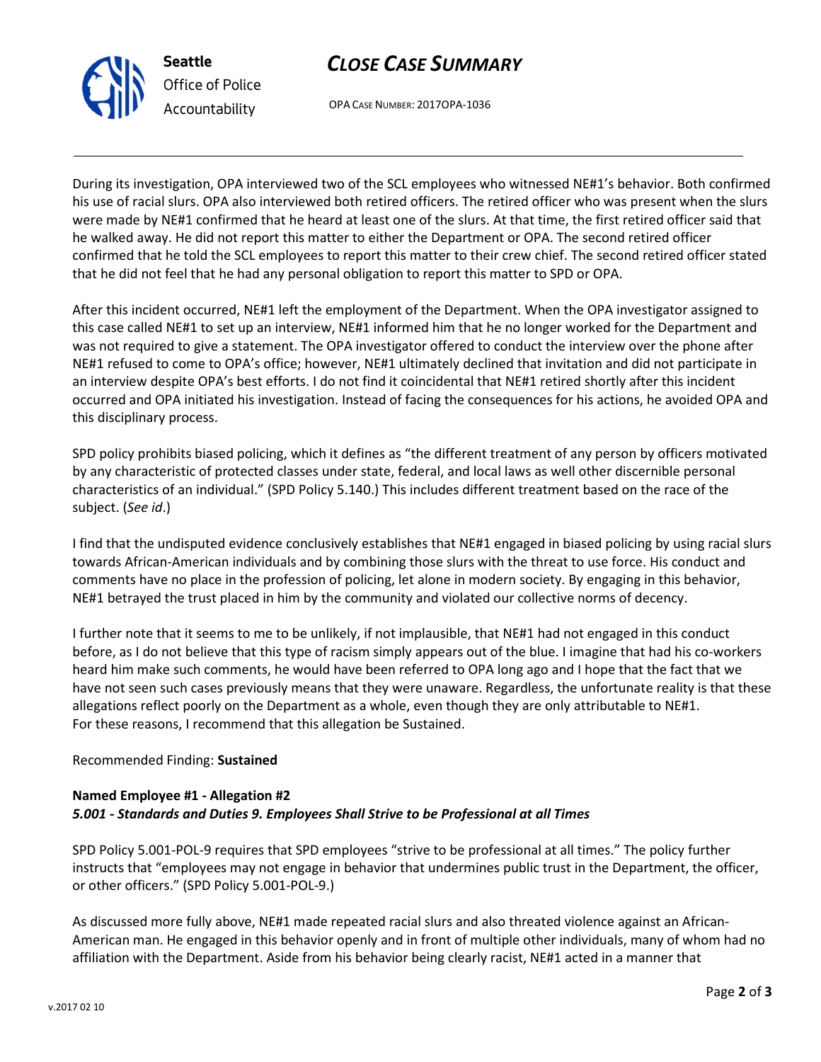During its investigation, OPA interviewed two of the SCL employees who witnessed NE#1's behavior. Both confirmed his use of racial slurs. OPA also interviewed both retired officers. The retired officer who was present when the slurs were made by NE#1 confirmed that he heard at least one of the slurs. At that time, the first retired officer said that he walked away. He did not report this matter to either the Department or OPA. The second retired officer confirmed that he told the SCL employees to report this matter to their crew chief. The second retired officer stated that he did not feel that he had any personal obligation to report this matter to SPD or OPA.

After this incident occurred, NE#1 left the employment of the Department. When the OPA investigator assigned to this case called NE#1 to set up an interview, NE#1 informed him that he no longer worked for the Department and was not required to give a statement. The OPA investigator offered to conduct the interview over the phone after NE#1 refused to come to OPA's office; however, NE#1 ultimately declined that invitation and did not participate in an interview despite OPA's best efforts. I do not find it coincidental that NE#1 retired shortly after this incident occurred and OPA initiated his investigation. Instead of facing the consequences for his actions, he avoided OPA and this disciplinary process.

SPD policy prohibits biased policing, which it defines as "the different treatment of any person by officers motivated by any characteristic of protected classes under state, federal, and local laws as well other discernible personal characteristics of an individual." (SPD Policy 5.140.) This includes different treatment based on the race of the subject. (*See id*.)

I find that the undisputed evidence conclusively establishes that NE#1 engaged in biased policing by using racial slurs towards African-American individuals and by combining those slurs with the threat to use force. His conduct and comments have no place in the profession of policing, let alone in modern society. By engaging in this behavior, NE#1 betrayed the trust placed in him by the community and violated our collective norms of decency.

I further note that it seems to me to be unlikely, if not implausible, that NE#1 had not engaged in this conduct before, as I do not believe that this type of racism simply appears out of the blue. I imagine that had his co-workers heard him make such comments, he would have been referred to OPA long ago and I hope that the fact that we have not seen such cases previously means that they were unaware. Regardless, the unfortunate reality is that these allegations reflect poorly on the Department as a whole, even though they are only attributable to NE#1. For these reasons, I recommend that this allegation be Sustained.

Recommended Finding: **Sustained**

**Named Employee #1 - Allegation #2**
***5.001 - Standards and Duties 9. Employees Shall Strive to be Professional at all Times***

SPD Policy 5.001-POL-9 requires that SPD employees "strive to be professional at all times." The policy further instructs that "employees may not engage in behavior that undermines public trust in the Department, the officer, or other officers." (SPD Policy 5.001-POL-9.)

As discussed more fully above, NE#1 made repeated racial slurs and also threated violence against an African-American man. He engaged in this behavior openly and in front of multiple other individuals, many of whom had no affiliation with the Department. Aside from his behavior being clearly racist, NE#1 acted in a manner that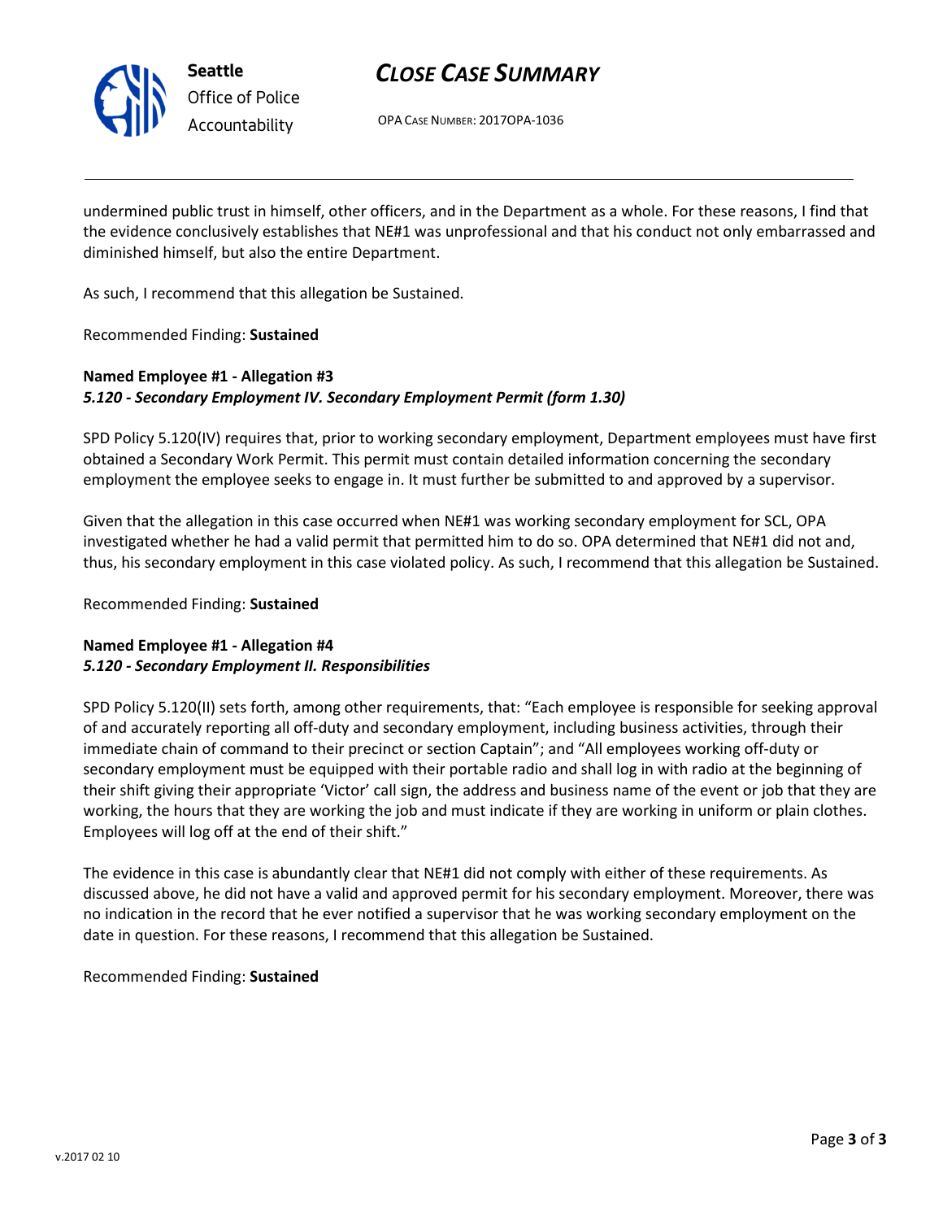undermined public trust in himself, other officers, and in the Department as a whole. For these reasons, I find that the evidence conclusively establishes that NE#1 was unprofessional and that his conduct not only embarrassed and diminished himself, but also the entire Department.

As such, I recommend that this allegation be Sustained.

Recommended Finding: **Sustained**

**Named Employee #1 - Allegation #3**
***5.120 - Secondary Employment IV. Secondary Employment Permit (form 1.30)***

SPD Policy 5.120(IV) requires that, prior to working secondary employment, Department employees must have first obtained a Secondary Work Permit. This permit must contain detailed information concerning the secondary employment the employee seeks to engage in. It must further be submitted to and approved by a supervisor.

Given that the allegation in this case occurred when NE#1 was working secondary employment for SCL, OPA investigated whether he had a valid permit that permitted him to do so. OPA determined that NE#1 did not and, thus, his secondary employment in this case violated policy. As such, I recommend that this allegation be Sustained.

Recommended Finding: **Sustained**

**Named Employee #1 - Allegation #4**
***5.120 - Secondary Employment II. Responsibilities***

SPD Policy 5.120(II) sets forth, among other requirements, that: "Each employee is responsible for seeking approval of and accurately reporting all off-duty and secondary employment, including business activities, through their immediate chain of command to their precinct or section Captain"; and "All employees working off-duty or secondary employment must be equipped with their portable radio and shall log in with radio at the beginning of their shift giving their appropriate 'Victor' call sign, the address and business name of the event or job that they are working, the hours that they are working the job and must indicate if they are working in uniform or plain clothes. Employees will log off at the end of their shift."

The evidence in this case is abundantly clear that NE#1 did not comply with either of these requirements. As discussed above, he did not have a valid and approved permit for his secondary employment. Moreover, there was no indication in the record that he ever notified a supervisor that he was working secondary employment on the date in question. For these reasons, I recommend that this allegation be Sustained.

Recommended Finding: **Sustained**